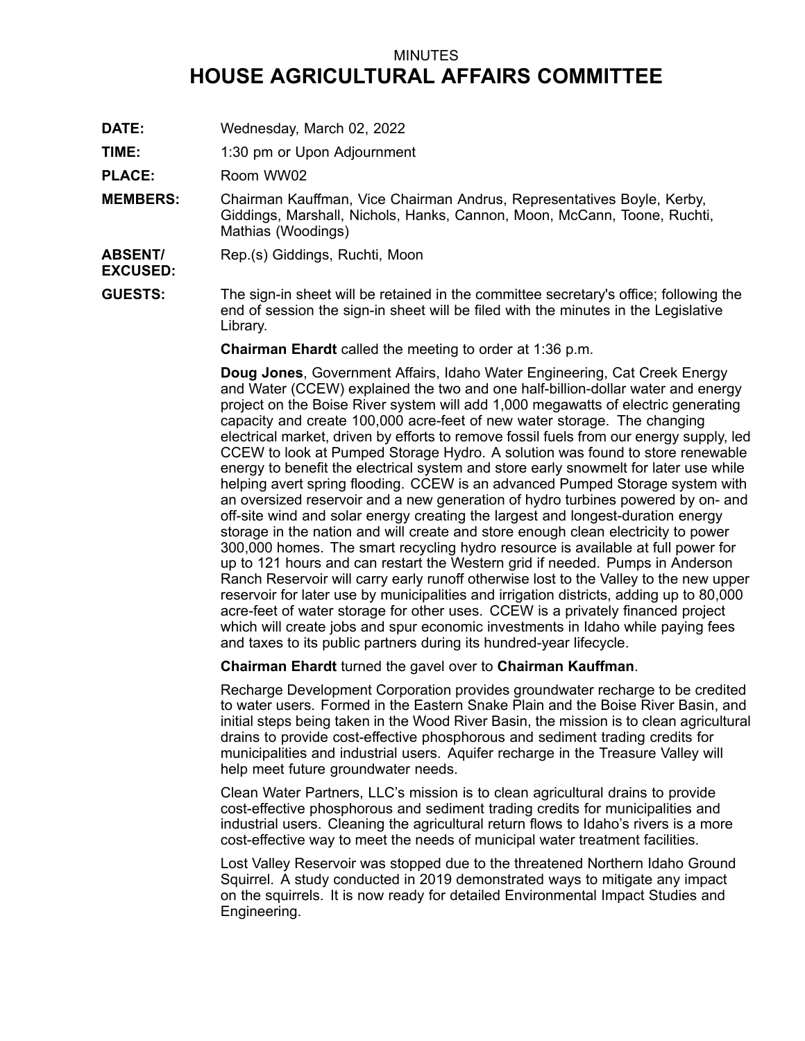MINUTES

# HOUSE AGRICULTURAL AFFAIRS COMMITTEE

**DATE:** Wednesday, March 02, 2022

**TIME:** 1:30 pm or Upon Adjournment

**PLACE:** Room WW02

**MEMBERS:** Chairman Kauffman, Vice Chairman Andrus, Representatives Boyle, Kerby, Giddings, Marshall, Nichols, Hanks, Cannon, Moon, McCann, Toone, Ruchti, Mathias (Woodings)

**ABSENT/ EXCUSED:** Rep.(s) Giddings, Ruchti, Moon

**GUESTS:** The sign-in sheet will be retained in the committee secretary's office; following the end of session the sign-in sheet will be filed with the minutes in the Legislative Library.

**Chairman Ehardt** called the meeting to order at 1:36 p.m.

**Doug Jones**, Government Affairs, Idaho Water Engineering, Cat Creek Energy and Water (CCEW) explained the two and one half-billion-dollar water and energy project on the Boise River system will add 1,000 megawatts of electric generating capacity and create 100,000 acre-feet of new water storage. The changing electrical market, driven by efforts to remove fossil fuels from our energy supply, led CCEW to look at Pumped Storage Hydro. A solution was found to store renewable energy to benefit the electrical system and store early snowmelt for later use while helping avert spring flooding. CCEW is an advanced Pumped Storage system with an oversized reservoir and a new generation of hydro turbines powered by on- and off-site wind and solar energy creating the largest and longest-duration energy storage in the nation and will create and store enough clean electricity to power 300,000 homes. The smart recycling hydro resource is available at full power for up to 121 hours and can restart the Western grid if needed. Pumps in Anderson Ranch Reservoir will carry early runoff otherwise lost to the Valley to the new upper reservoir for later use by municipalities and irrigation districts, adding up to 80,000 acre-feet of water storage for other uses. CCEW is a privately financed project which will create jobs and spur economic investments in Idaho while paying fees and taxes to its public partners during its hundred-year lifecycle.

**Chairman Ehardt** turned the gavel over to **Chairman Kauffman**.

Recharge Development Corporation provides groundwater recharge to be credited to water users. Formed in the Eastern Snake Plain and the Boise River Basin, and initial steps being taken in the Wood River Basin, the mission is to clean agricultural drains to provide cost-effective phosphorous and sediment trading credits for municipalities and industrial users. Aquifer recharge in the Treasure Valley will help meet future groundwater needs.

Clean Water Partners, LLC's mission is to clean agricultural drains to provide cost-effective phosphorous and sediment trading credits for municipalities and industrial users. Cleaning the agricultural return flows to Idaho's rivers is a more cost-effective way to meet the needs of municipal water treatment facilities.

Lost Valley Reservoir was stopped due to the threatened Northern Idaho Ground Squirrel. A study conducted in 2019 demonstrated ways to mitigate any impact on the squirrels. It is now ready for detailed Environmental Impact Studies and Engineering.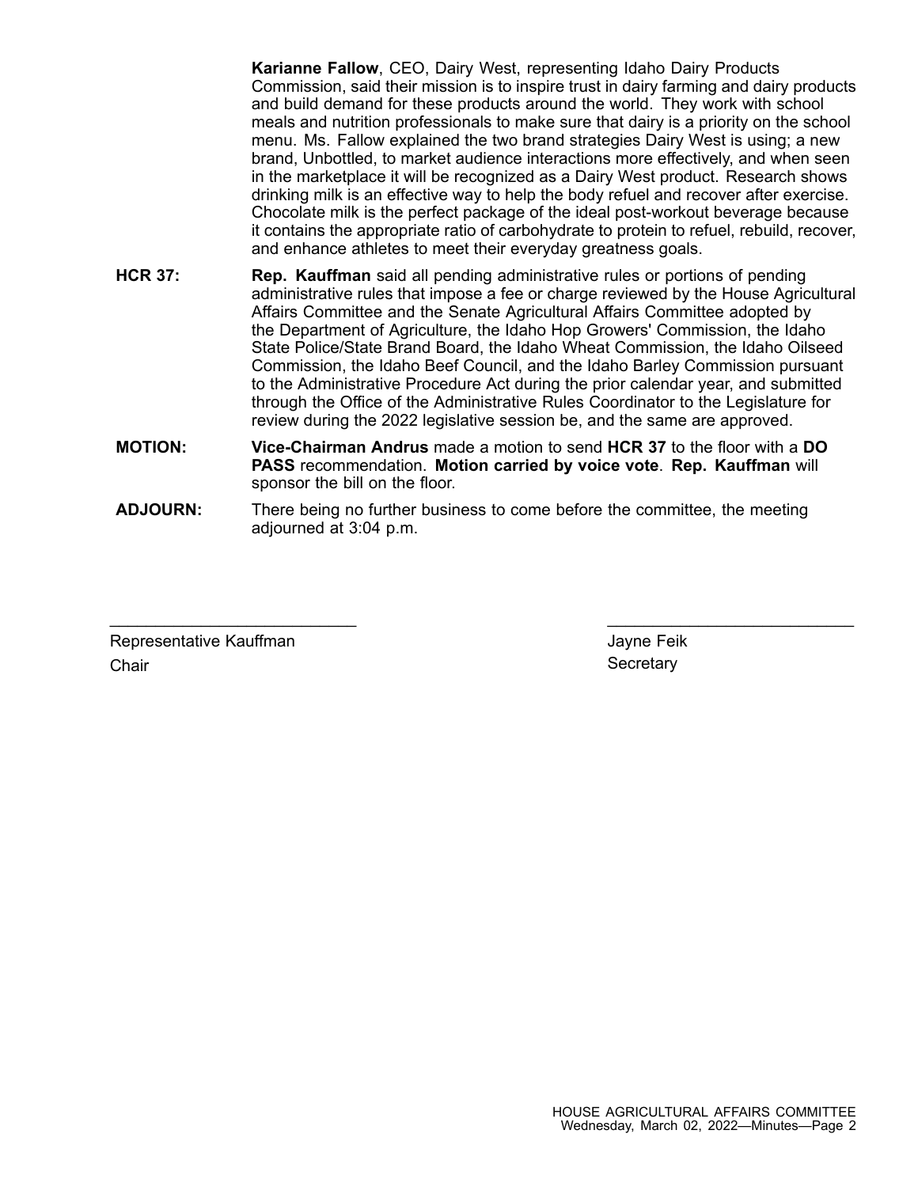**Karianne Fallow**, CEO, Dairy West, representing Idaho Dairy Products Commission, said their mission is to inspire trust in dairy farming and dairy products and build demand for these products around the world. They work with school meals and nutrition professionals to make sure that dairy is a priority on the school menu. Ms. Fallow explained the two brand strategies Dairy West is using; a new brand, Unbottled, to market audience interactions more effectively, and when seen in the marketplace it will be recognized as a Dairy West product. Research shows drinking milk is an effective way to help the body refuel and recover after exercise. Chocolate milk is the perfect package of the ideal post-workout beverage because it contains the appropriate ratio of carbohydrate to protein to refuel, rebuild, recover, and enhance athletes to meet their everyday greatness goals.

**HCR 37:** **Rep. Kauffman** said all pending administrative rules or portions of pending administrative rules that impose a fee or charge reviewed by the House Agricultural Affairs Committee and the Senate Agricultural Affairs Committee adopted by the Department of Agriculture, the Idaho Hop Growers' Commission, the Idaho State Police/State Brand Board, the Idaho Wheat Commission, the Idaho Oilseed Commission, the Idaho Beef Council, and the Idaho Barley Commission pursuant to the Administrative Procedure Act during the prior calendar year, and submitted through the Office of the Administrative Rules Coordinator to the Legislature for review during the 2022 legislative session be, and the same are approved.

**MOTION:** **Vice-Chairman Andrus** made a motion to send **HCR 37** to the floor with a **DO PASS** recommendation. **Motion carried by voice vote**. **Rep. Kauffman** will sponsor the bill on the floor.

**ADJOURN:** There being no further business to come before the committee, the meeting adjourned at 3:04 p.m.

___________________________ ___________________________

Representative Kauffman
Chair

Jayne Feik
Secretary